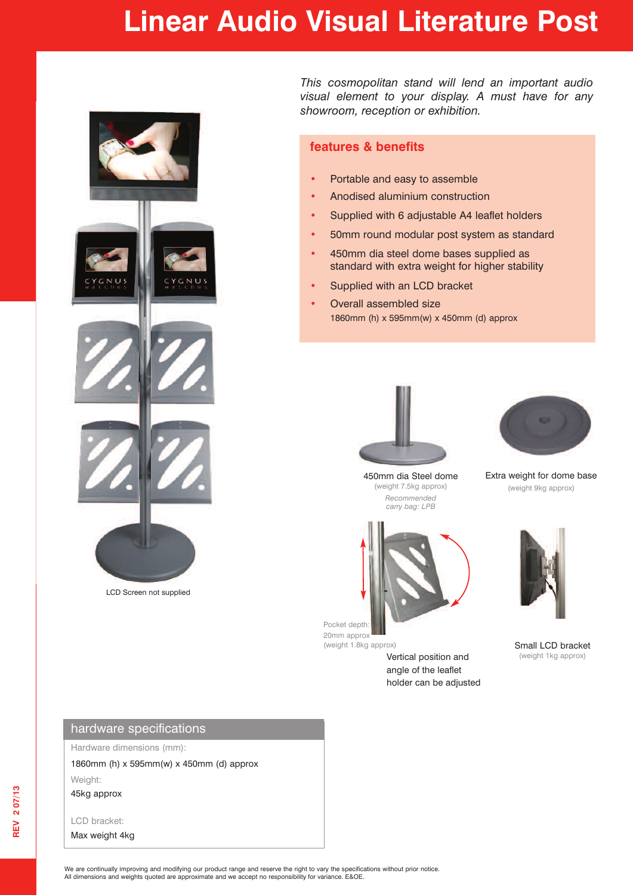# Linear Audio Visual Literature Post

LCD Screen not supplied

*This cosmopolitan stand will lend an important audio visual element to your display. A must have for any showroom, reception or exhibition.*

## features & benefits

- Portable and easy to assemble
- Anodised aluminium construction
- Supplied with 6 adjustable A4 leaflet holders
- 50mm round modular post system as standard
- 450mm dia steel dome bases supplied as standard with extra weight for higher stability
- Supplied with an LCD bracket
- Overall assembled size
  1860mm (h) x 595mm(w) x 450mm (d) approx

450mm dia Steel dome
(weight 7.5kg approx)
*Recommended carry bag: LPB*

Extra weight for dome base
(weight 9kg approx)

Pocket depth: 20mm approx
(weight 1.8kg approx)

Vertical position and angle of the leaflet holder can be adjusted

Small LCD bracket
(weight 1kg approx)

## hardware specifications

Hardware dimensions (mm):
1860mm (h) x 595mm(w) x 450mm (d) approx

Weight:
45kg approx

LCD bracket:
Max weight 4kg

REV 2 07/13

We are continually improving and modifying our product range and reserve the right to vary the specifications without prior notice.
All dimensions and weights quoted are approximate and we accept no responsibility for variance. E&OE.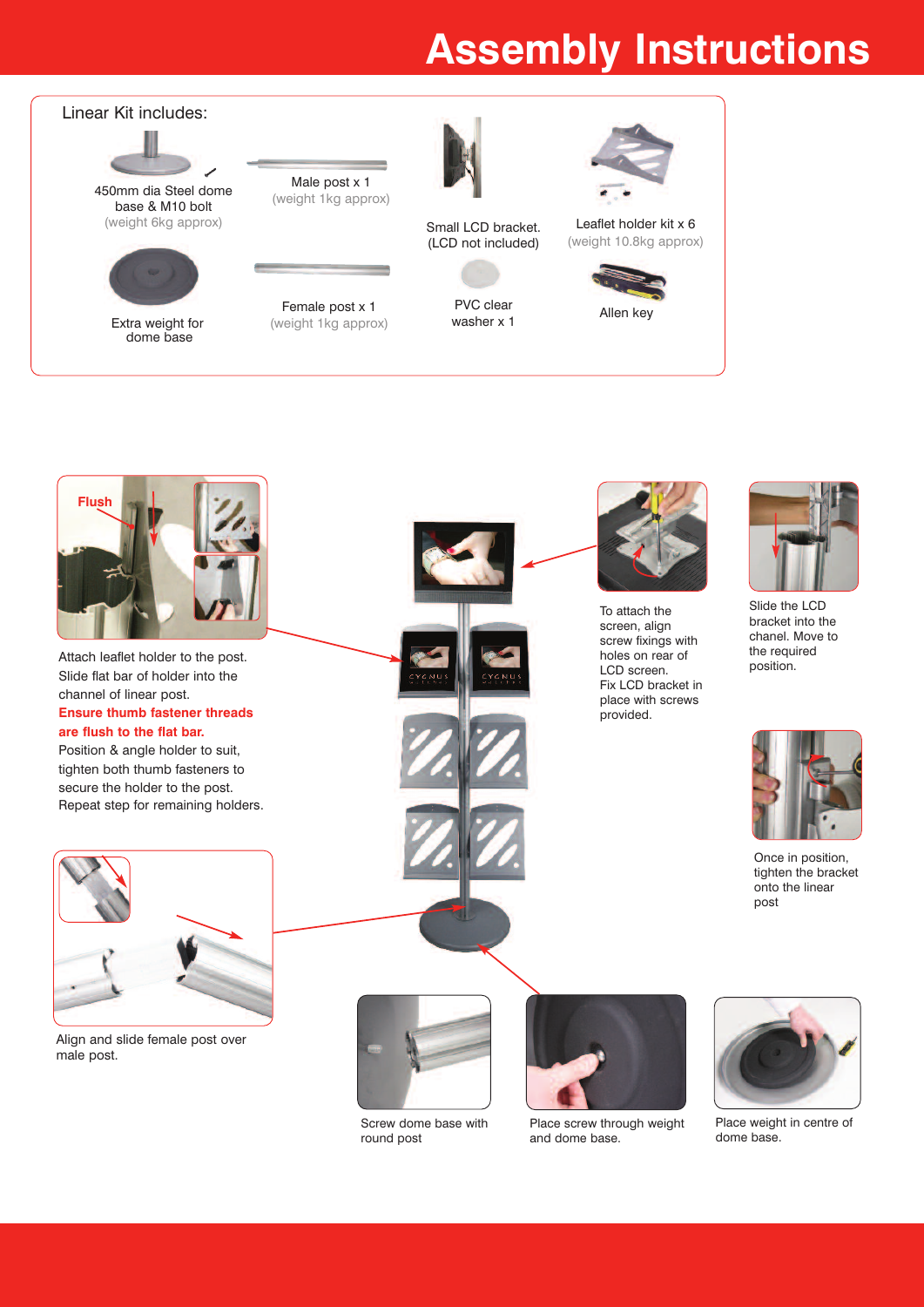# Assembly Instructions

## Linear Kit includes:

- 450mm dia Steel dome base & M10 bolt (weight 6kg approx)
- Male post x 1 (weight 1kg approx)
- Small LCD bracket. (LCD not included)
- Leaflet holder kit x 6 (weight 10.8kg approx)
- Extra weight for dome base
- Female post x 1 (weight 1kg approx)
- PVC clear washer x 1
- Allen key

Flush

Attach leaflet holder to the post. Slide flat bar of holder into the channel of linear post. **Ensure thumb fastener threads are flush to the flat bar.** Position & angle holder to suit, tighten both thumb fasteners to secure the holder to the post. Repeat step for remaining holders.

To attach the screen, align screw fixings with holes on rear of LCD screen. Fix LCD bracket in place with screws provided.

Slide the LCD bracket into the chanel. Move to the required position.

Once in position, tighten the bracket onto the linear post

Align and slide female post over male post.

Screw dome base with round post

Place screw through weight and dome base.

Place weight in centre of dome base.